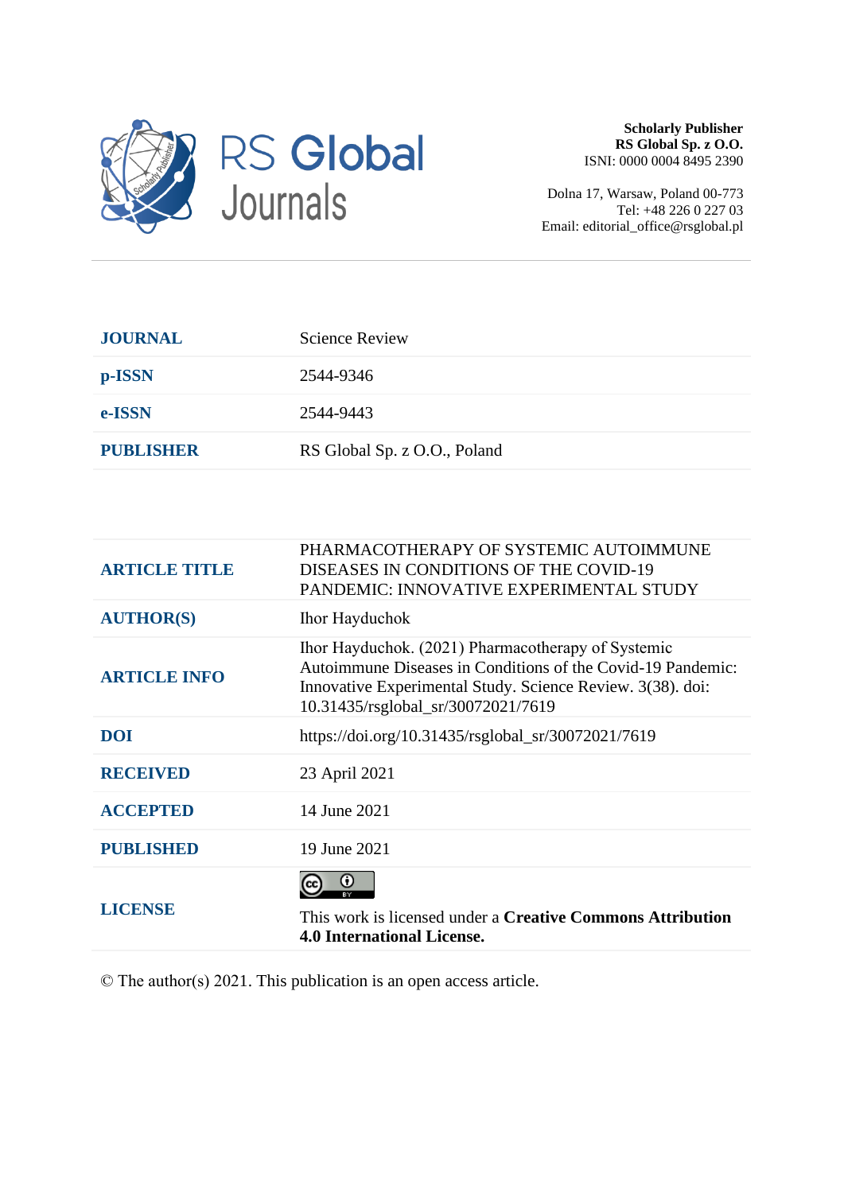**RS Global Journals**

**Scholarly Publisher**
**RS Global Sp. z O.O.**
ISNI: 0000 0004 8495 2390

Dolna 17, Warsaw, Poland 00-773
Tel: +48 226 0 227 03
Email: editorial_office@rsglobal.pl

| | |
|---|---|
| **JOURNAL** | Science Review |
| **p-ISSN** | 2544-9346 |
| **e-ISSN** | 2544-9443 |
| **PUBLISHER** | RS Global Sp. z O.O., Poland |

| | |
|---|---|
| **ARTICLE TITLE** | PHARMACOTHERAPY OF SYSTEMIC AUTOIMMUNE DISEASES IN CONDITIONS OF THE COVID-19 PANDEMIC: INNOVATIVE EXPERIMENTAL STUDY |
| **AUTHOR(S)** | Ihor Hayduchok |
| **ARTICLE INFO** | Ihor Hayduchok. (2021) Pharmacotherapy of Systemic Autoimmune Diseases in Conditions of the Covid-19 Pandemic: Innovative Experimental Study. Science Review. 3(38). doi: 10.31435/rsglobal_sr/30072021/7619 |
| **DOI** | https://doi.org/10.31435/rsglobal_sr/30072021/7619 |
| **RECEIVED** | 23 April 2021 |
| **ACCEPTED** | 14 June 2021 |
| **PUBLISHED** | 19 June 2021 |
| **LICENSE** | This work is licensed under a **Creative Commons Attribution 4.0 International License.** |

© The author(s) 2021. This publication is an open access article.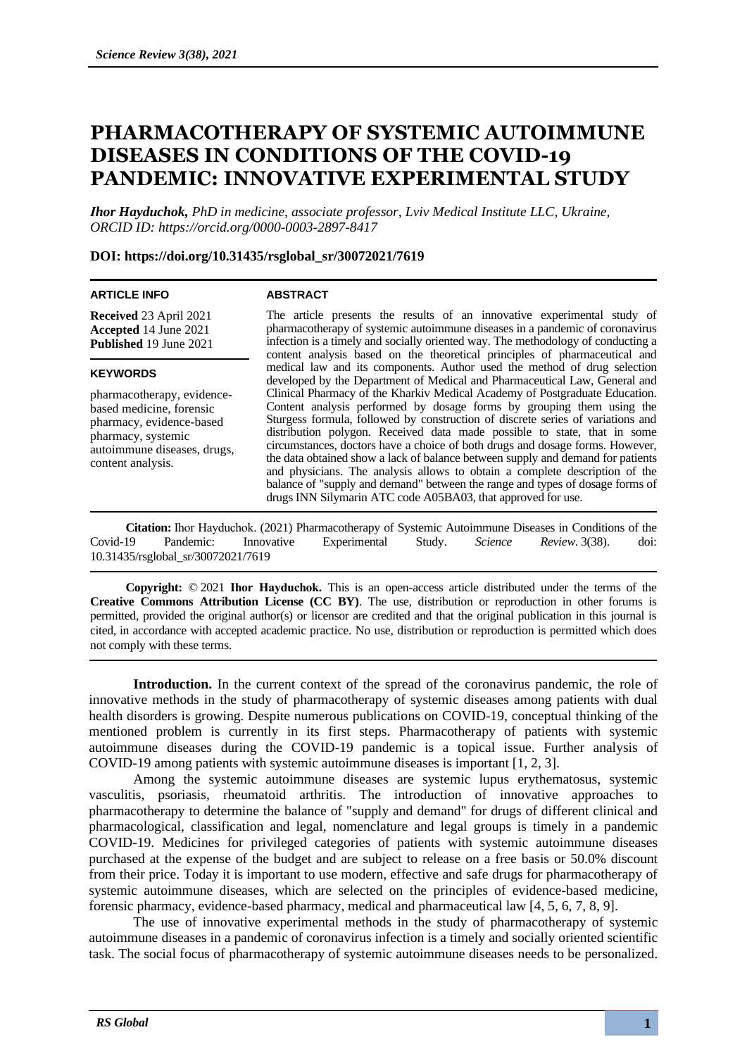# PHARMACOTHERAPY OF SYSTEMIC AUTOIMMUNE DISEASES IN CONDITIONS OF THE COVID-19 PANDEMIC: INNOVATIVE EXPERIMENTAL STUDY

***Ihor Hayduchok,*** *PhD in medicine, associate professor, Lviv Medical Institute LLC, Ukraine, ORCID ID: https://orcid.org/0000-0003-2897-8417*

**DOI: https://doi.org/10.31435/rsglobal_sr/30072021/7619**

**ARTICLE INFO**

**Received** 23 April 2021
**Accepted** 14 June 2021
**Published** 19 June 2021

**KEYWORDS**

pharmacotherapy, evidence-based medicine, forensic pharmacy, evidence-based pharmacy, systemic autoimmune diseases, drugs, content analysis.

**ABSTRACT**

The article presents the results of an innovative experimental study of pharmacotherapy of systemic autoimmune diseases in a pandemic of coronavirus infection is a timely and socially oriented way. The methodology of conducting a content analysis based on the theoretical principles of pharmaceutical and medical law and its components. Author used the method of drug selection developed by the Department of Medical and Pharmaceutical Law, General and Clinical Pharmacy of the Kharkiv Medical Academy of Postgraduate Education. Content analysis performed by dosage forms by grouping them using the Sturgess formula, followed by construction of discrete series of variations and distribution polygon. Received data made possible to state, that in some circumstances, doctors have a choice of both drugs and dosage forms. However, the data obtained show a lack of balance between supply and demand for patients and physicians. The analysis allows to obtain a complete description of the balance of "supply and demand" between the range and types of dosage forms of drugs INN Silymarin ATC code A05BA03, that approved for use.

**Citation:** Ihor Hayduchok. (2021) Pharmacotherapy of Systemic Autoimmune Diseases in Conditions of the Covid-19 Pandemic: Innovative Experimental Study. *Science Review*. 3(38). doi: 10.31435/rsglobal_sr/30072021/7619

**Copyright:** © 2021 **Ihor Hayduchok.** This is an open-access article distributed under the terms of the **Creative Commons Attribution License (CC BY)**. The use, distribution or reproduction in other forums is permitted, provided the original author(s) or licensor are credited and that the original publication in this journal is cited, in accordance with accepted academic practice. No use, distribution or reproduction is permitted which does not comply with these terms.

**Introduction.** In the current context of the spread of the coronavirus pandemic, the role of innovative methods in the study of pharmacotherapy of systemic diseases among patients with dual health disorders is growing. Despite numerous publications on COVID-19, conceptual thinking of the mentioned problem is currently in its first steps. Pharmacotherapy of patients with systemic autoimmune diseases during the COVID-19 pandemic is a topical issue. Further analysis of COVID-19 among patients with systemic autoimmune diseases is important [1, 2, 3].

Among the systemic autoimmune diseases are systemic lupus erythematosus, systemic vasculitis, psoriasis, rheumatoid arthritis. The introduction of innovative approaches to pharmacotherapy to determine the balance of "supply and demand" for drugs of different clinical and pharmacological, classification and legal, nomenclature and legal groups is timely in a pandemic COVID-19. Medicines for privileged categories of patients with systemic autoimmune diseases purchased at the expense of the budget and are subject to release on a free basis or 50.0% discount from their price. Today it is important to use modern, effective and safe drugs for pharmacotherapy of systemic autoimmune diseases, which are selected on the principles of evidence-based medicine, forensic pharmacy, evidence-based pharmacy, medical and pharmaceutical law [4, 5, 6, 7, 8, 9].

The use of innovative experimental methods in the study of pharmacotherapy of systemic autoimmune diseases in a pandemic of coronavirus infection is a timely and socially oriented scientific task. The social focus of pharmacotherapy of systemic autoimmune diseases needs to be personalized.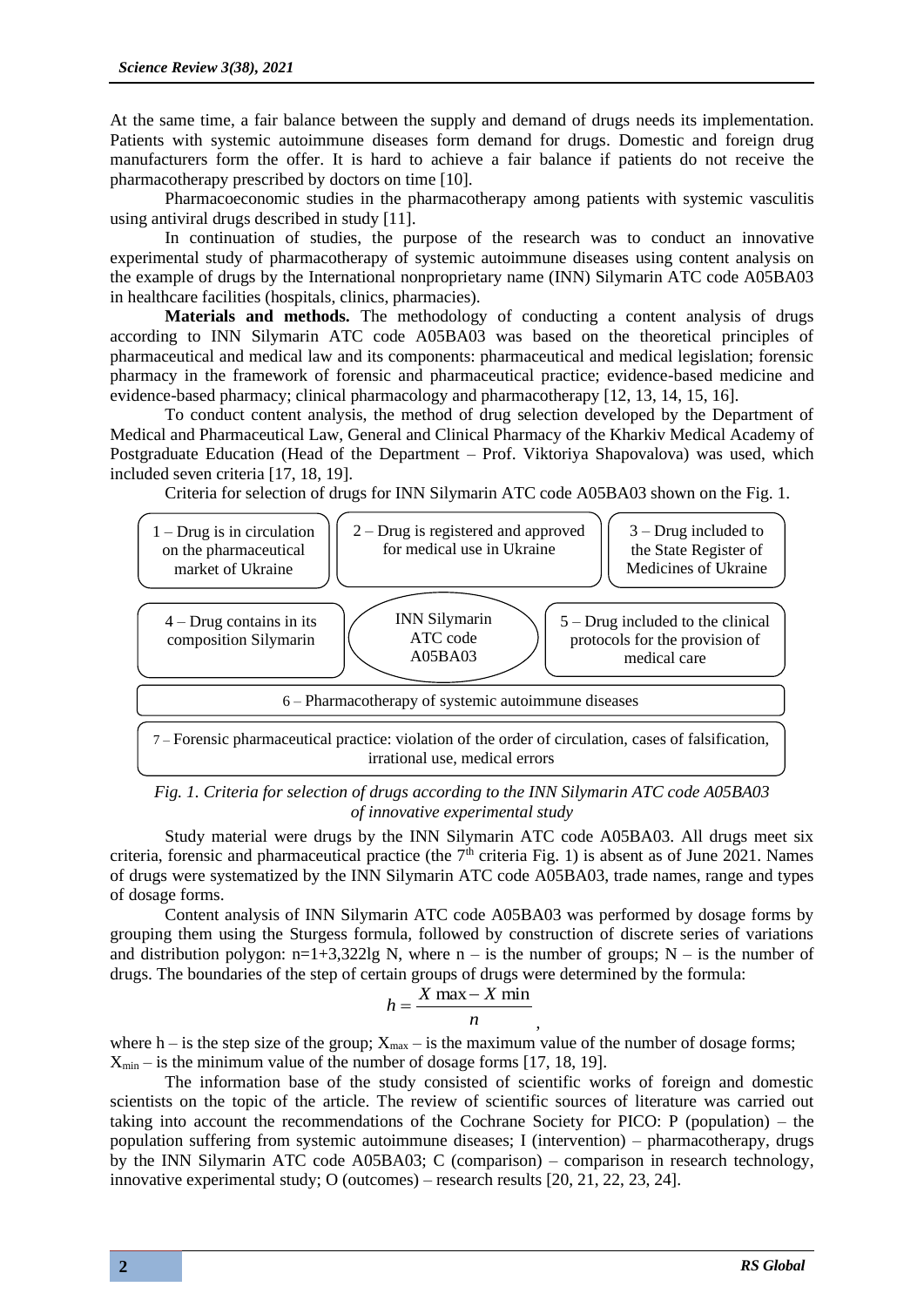At the same time, a fair balance between the supply and demand of drugs needs its implementation. Patients with systemic autoimmune diseases form demand for drugs. Domestic and foreign drug manufacturers form the offer. It is hard to achieve a fair balance if patients do not receive the pharmacotherapy prescribed by doctors on time [10].

Pharmacoeconomic studies in the pharmacotherapy among patients with systemic vasculitis using antiviral drugs described in study [11].

In continuation of studies, the purpose of the research was to conduct an innovative experimental study of pharmacotherapy of systemic autoimmune diseases using content analysis on the example of drugs by the International nonproprietary name (INN) Silymarin ATC code A05BA03 in healthcare facilities (hospitals, clinics, pharmacies).

**Materials and methods.** The methodology of conducting a content analysis of drugs according to INN Silymarin ATC code A05BA03 was based on the theoretical principles of pharmaceutical and medical law and its components: pharmaceutical and medical legislation; forensic pharmacy in the framework of forensic and pharmaceutical practice; evidence-based medicine and evidence-based pharmacy; clinical pharmacology and pharmacotherapy [12, 13, 14, 15, 16].

To conduct content analysis, the method of drug selection developed by the Department of Medical and Pharmaceutical Law, General and Clinical Pharmacy of the Kharkiv Medical Academy of Postgraduate Education (Head of the Department – Prof. Viktoriya Shapovalova) was used, which included seven criteria [17, 18, 19].

Criteria for selection of drugs for INN Silymarin ATC code A05BA03 shown on the Fig. 1.

1 – Drug is in circulation on the pharmaceutical market of Ukraine

2 – Drug is registered and approved for medical use in Ukraine

3 – Drug included to the State Register of Medicines of Ukraine

4 – Drug contains in its composition Silymarin

INN Silymarin ATC code A05BA03

5 – Drug included to the clinical protocols for the provision of medical care

6 – Pharmacotherapy of systemic autoimmune diseases

7 – Forensic pharmaceutical practice: violation of the order of circulation, cases of falsification, irrational use, medical errors

*Fig. 1. Criteria for selection of drugs according to the INN Silymarin ATC code A05BA03 of innovative experimental study*

Study material were drugs by the INN Silymarin ATC code A05BA03. All drugs meet six criteria, forensic and pharmaceutical practice (the 7th criteria Fig. 1) is absent as of June 2021. Names of drugs were systematized by the INN Silymarin ATC code A05BA03, trade names, range and types of dosage forms.

Content analysis of INN Silymarin ATC code A05BA03 was performed by dosage forms by grouping them using the Sturgess formula, followed by construction of discrete series of variations and distribution polygon: $n=1+3{,}322\lg N$, where n – is the number of groups; N – is the number of drugs. The boundaries of the step of certain groups of drugs were determined by the formula:

$$h = \frac{X\max - X\min}{n},$$

where h – is the step size of the group; $X_{max}$ – is the maximum value of the number of dosage forms; $X_{min}$ – is the minimum value of the number of dosage forms [17, 18, 19].

The information base of the study consisted of scientific works of foreign and domestic scientists on the topic of the article. The review of scientific sources of literature was carried out taking into account the recommendations of the Cochrane Society for PICO: P (population) – the population suffering from systemic autoimmune diseases; I (intervention) – pharmacotherapy, drugs by the INN Silymarin ATC code A05BA03; C (comparison) – comparison in research technology, innovative experimental study; O (outcomes) – research results [20, 21, 22, 23, 24].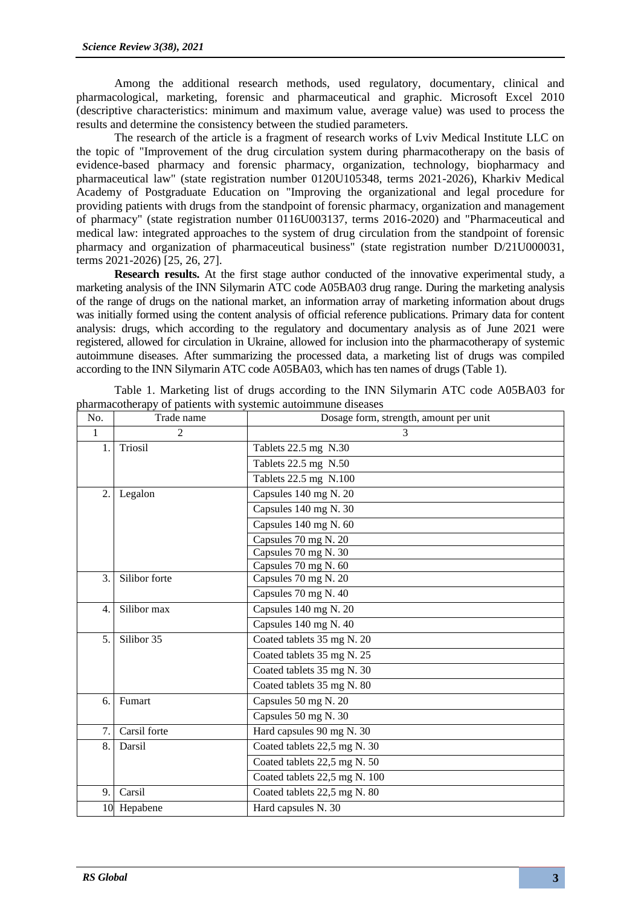Among the additional research methods, used regulatory, documentary, clinical and pharmacological, marketing, forensic and pharmaceutical and graphic. Microsoft Excel 2010 (descriptive characteristics: minimum and maximum value, average value) was used to process the results and determine the consistency between the studied parameters.

The research of the article is a fragment of research works of Lviv Medical Institute LLC on the topic of "Improvement of the drug circulation system during pharmacotherapy on the basis of evidence-based pharmacy and forensic pharmacy, organization, technology, biopharmacy and pharmaceutical law" (state registration number 0120U105348, terms 2021-2026), Kharkiv Medical Academy of Postgraduate Education on "Improving the organizational and legal procedure for providing patients with drugs from the standpoint of forensic pharmacy, organization and management of pharmacy" (state registration number 0116U003137, terms 2016-2020) and "Pharmaceutical and medical law: integrated approaches to the system of drug circulation from the standpoint of forensic pharmacy and organization of pharmaceutical business" (state registration number D/21U000031, terms 2021-2026) [25, 26, 27].

**Research results.** At the first stage author conducted of the innovative experimental study, a marketing analysis of the INN Silymarin ATC code A05BA03 drug range. During the marketing analysis of the range of drugs on the national market, an information array of marketing information about drugs was initially formed using the content analysis of official reference publications. Primary data for content analysis: drugs, which according to the regulatory and documentary analysis as of June 2021 were registered, allowed for circulation in Ukraine, allowed for inclusion into the pharmacotherapy of systemic autoimmune diseases. After summarizing the processed data, a marketing list of drugs was compiled according to the INN Silymarin ATC code A05BA03, which has ten names of drugs (Table 1).

Table 1. Marketing list of drugs according to the INN Silymarin ATC code A05BA03 for pharmacotherapy of patients with systemic autoimmune diseases

| No. | Trade name | Dosage form, strength, amount per unit |
|---|---|---|
| 1 | 2 | 3 |
| 1. | Triosil | Tablets 22.5 mg N.30 |
| | | Tablets 22.5 mg N.50 |
| | | Tablets 22.5 mg N.100 |
| 2. | Legalon | Capsules 140 mg N. 20 |
| | | Capsules 140 mg N. 30 |
| | | Capsules 140 mg N. 60 |
| | | Capsules 70 mg N. 20 |
| | | Capsules 70 mg N. 30 |
| | | Capsules 70 mg N. 60 |
| 3. | Silibor forte | Capsules 70 mg N. 20 |
| | | Capsules 70 mg N. 40 |
| 4. | Silibor max | Capsules 140 mg N. 20 |
| | | Capsules 140 mg N. 40 |
| 5. | Silibor 35 | Coated tablets 35 mg N. 20 |
| | | Coated tablets 35 mg N. 25 |
| | | Coated tablets 35 mg N. 30 |
| | | Coated tablets 35 mg N. 80 |
| 6. | Fumart | Capsules 50 mg N. 20 |
| | | Capsules 50 mg N. 30 |
| 7. | Carsil forte | Hard capsules 90 mg N. 30 |
| 8. | Darsil | Coated tablets 22,5 mg N. 30 |
| | | Coated tablets 22,5 mg N. 50 |
| | | Coated tablets 22,5 mg N. 100 |
| 9. | Carsil | Coated tablets 22,5 mg N. 80 |
| 10 | Hepabene | Hard capsules N. 30 |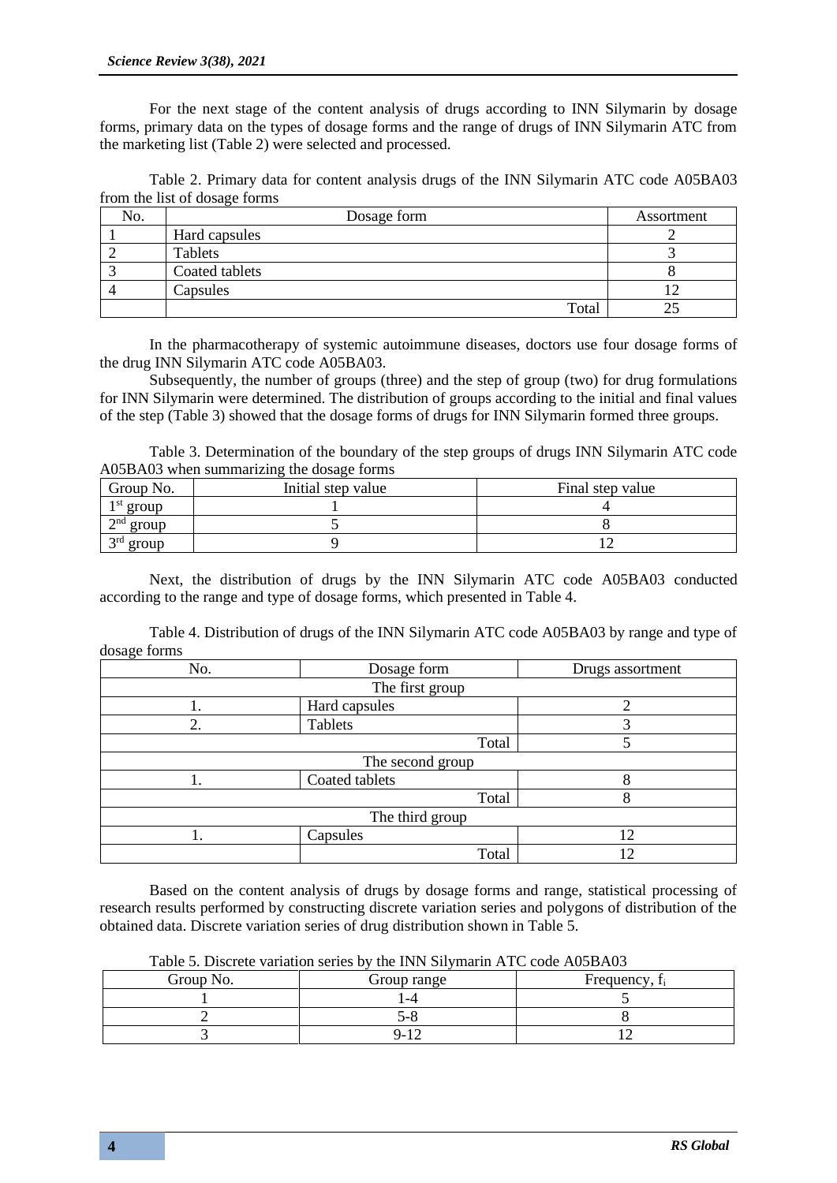For the next stage of the content analysis of drugs according to INN Silymarin by dosage forms, primary data on the types of dosage forms and the range of drugs of INN Silymarin ATC from the marketing list (Table 2) were selected and processed.

Table 2. Primary data for content analysis drugs of the INN Silymarin ATC code A05BA03 from the list of dosage forms

| No. | Dosage form | Assortment |
|---|---|---|
| 1 | Hard capsules | 2 |
| 2 | Tablets | 3 |
| 3 | Coated tablets | 8 |
| 4 | Capsules | 12 |
| | Total | 25 |

In the pharmacotherapy of systemic autoimmune diseases, doctors use four dosage forms of the drug INN Silymarin ATC code A05BA03.

Subsequently, the number of groups (three) and the step of group (two) for drug formulations for INN Silymarin were determined. The distribution of groups according to the initial and final values of the step (Table 3) showed that the dosage forms of drugs for INN Silymarin formed three groups.

Table 3. Determination of the boundary of the step groups of drugs INN Silymarin ATC code A05BA03 when summarizing the dosage forms

| Group No. | Initial step value | Final step value |
|---|---|---|
| 1st group | 1 | 4 |
| 2nd group | 5 | 8 |
| 3rd group | 9 | 12 |

Next, the distribution of drugs by the INN Silymarin ATC code A05BA03 conducted according to the range and type of dosage forms, which presented in Table 4.

Table 4. Distribution of drugs of the INN Silymarin ATC code A05BA03 by range and type of dosage forms

| No. | Dosage form | Drugs assortment |
|---|---|---|
| The first group | | |
| 1. | Hard capsules | 2 |
| 2. | Tablets | 3 |
| | Total | 5 |
| The second group | | |
| 1. | Coated tablets | 8 |
| | Total | 8 |
| The third group | | |
| 1. | Capsules | 12 |
| | Total | 12 |

Based on the content analysis of drugs by dosage forms and range, statistical processing of research results performed by constructing discrete variation series and polygons of distribution of the obtained data. Discrete variation series of drug distribution shown in Table 5.

Table 5. Discrete variation series by the INN Silymarin ATC code A05BA03

| Group No. | Group range | Frequency, $f_i$ |
|---|---|---|
| 1 | 1-4 | 5 |
| 2 | 5-8 | 8 |
| 3 | 9-12 | 12 |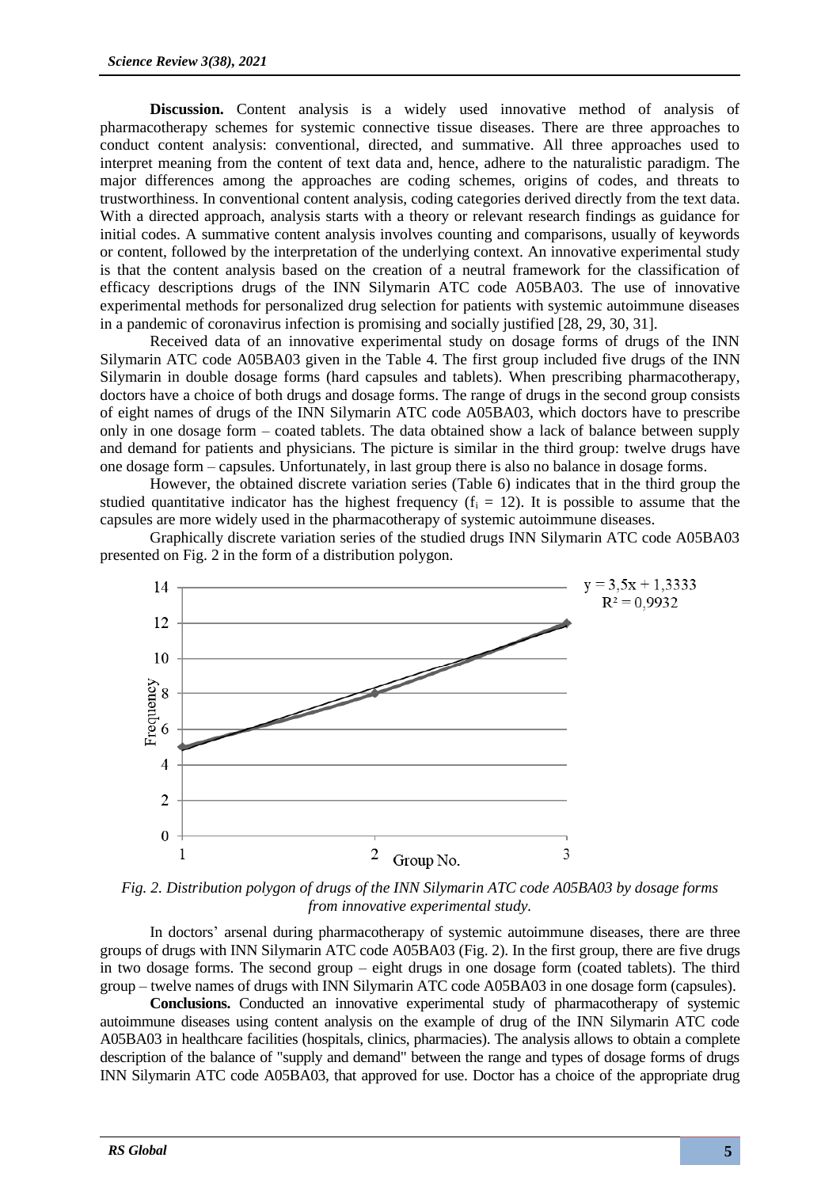**Discussion.** Content analysis is a widely used innovative method of analysis of pharmacotherapy schemes for systemic connective tissue diseases. There are three approaches to conduct content analysis: conventional, directed, and summative. All three approaches used to interpret meaning from the content of text data and, hence, adhere to the naturalistic paradigm. The major differences among the approaches are coding schemes, origins of codes, and threats to trustworthiness. In conventional content analysis, coding categories derived directly from the text data. With a directed approach, analysis starts with a theory or relevant research findings as guidance for initial codes. A summative content analysis involves counting and comparisons, usually of keywords or content, followed by the interpretation of the underlying context. An innovative experimental study is that the content analysis based on the creation of a neutral framework for the classification of efficacy descriptions drugs of the INN Silymarin ATC code A05BA03. The use of innovative experimental methods for personalized drug selection for patients with systemic autoimmune diseases in a pandemic of coronavirus infection is promising and socially justified [28, 29, 30, 31].

Received data of an innovative experimental study on dosage forms of drugs of the INN Silymarin ATC code A05BA03 given in the Table 4. The first group included five drugs of the INN Silymarin in double dosage forms (hard capsules and tablets). When prescribing pharmacotherapy, doctors have a choice of both drugs and dosage forms. The range of drugs in the second group consists of eight names of drugs of the INN Silymarin ATC code A05BA03, which doctors have to prescribe only in one dosage form – coated tablets. The data obtained show a lack of balance between supply and demand for patients and physicians. The picture is similar in the third group: twelve drugs have one dosage form – capsules. Unfortunately, in last group there is also no balance in dosage forms.

However, the obtained discrete variation series (Table 6) indicates that in the third group the studied quantitative indicator has the highest frequency ($f_i = 12$). It is possible to assume that the capsules are more widely used in the pharmacotherapy of systemic autoimmune diseases.

Graphically discrete variation series of the studied drugs INN Silymarin ATC code A05BA03 presented on Fig. 2 in the form of a distribution polygon.

$$y = 3{,}5x + 1{,}3333$$
$$R^2 = 0{,}9932$$

*Fig. 2. Distribution polygon of drugs of the INN Silymarin ATC code A05BA03 by dosage forms from innovative experimental study.*

In doctors' arsenal during pharmacotherapy of systemic autoimmune diseases, there are three groups of drugs with INN Silymarin ATC code A05BA03 (Fig. 2). In the first group, there are five drugs in two dosage forms. The second group – eight drugs in one dosage form (coated tablets). The third group – twelve names of drugs with INN Silymarin ATC code A05BA03 in one dosage form (capsules).

**Conclusions.** Conducted an innovative experimental study of pharmacotherapy of systemic autoimmune diseases using content analysis on the example of drug of the INN Silymarin ATC code A05BA03 in healthcare facilities (hospitals, clinics, pharmacies). The analysis allows to obtain a complete description of the balance of "supply and demand" between the range and types of dosage forms of drugs INN Silymarin ATC code A05BA03, that approved for use. Doctor has a choice of the appropriate drug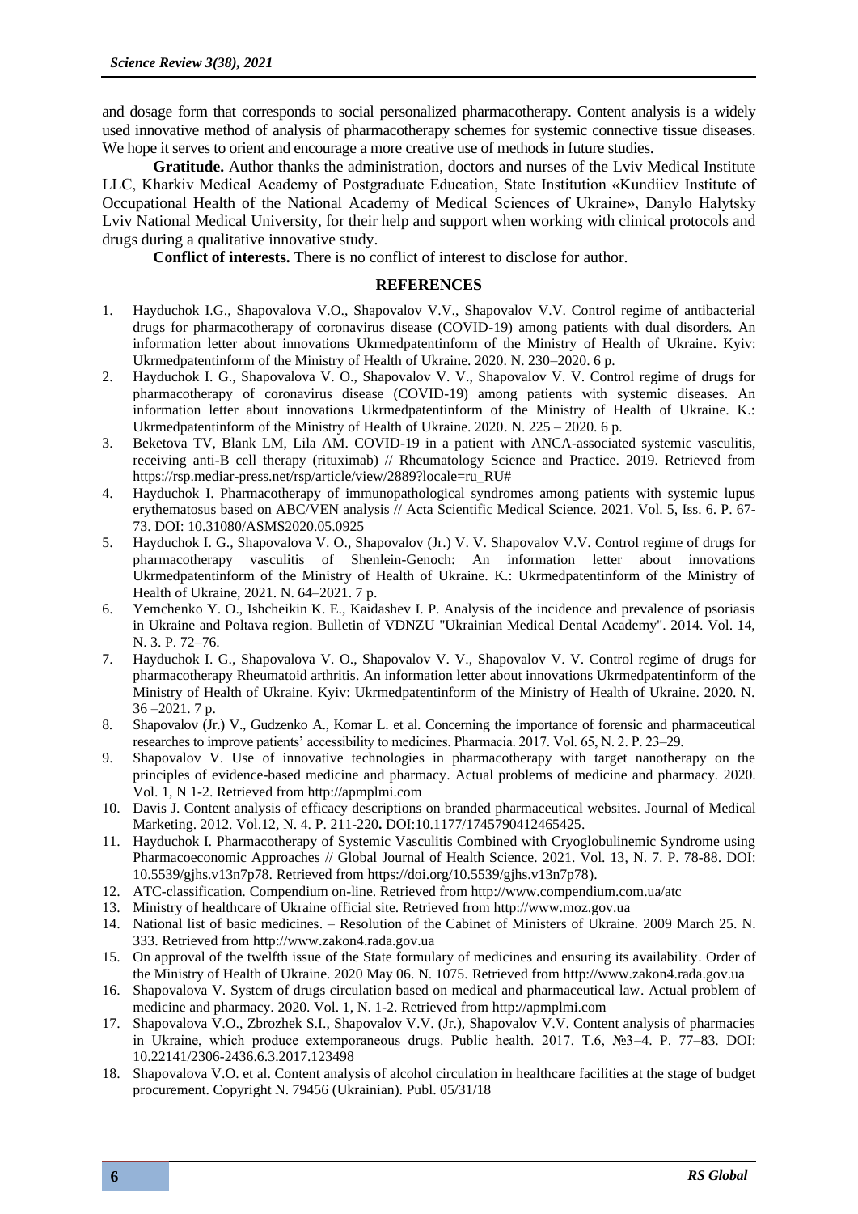and dosage form that corresponds to social personalized pharmacotherapy. Content analysis is a widely used innovative method of analysis of pharmacotherapy schemes for systemic connective tissue diseases. We hope it serves to orient and encourage a more creative use of methods in future studies.

**Gratitude.** Author thanks the administration, doctors and nurses of the Lviv Medical Institute LLC, Kharkiv Medical Academy of Postgraduate Education, State Institution «Kundiiev Institute of Occupational Health of the National Academy of Medical Sciences of Ukraine», Danylo Halytsky Lviv National Medical University, for their help and support when working with clinical protocols and drugs during a qualitative innovative study.

**Conflict of interests.** There is no conflict of interest to disclose for author.

## REFERENCES

1. Hayduchok I.G., Shapovalova V.O., Shapovalov V.V., Shapovalov V.V. Control regime of antibacterial drugs for pharmacotherapy of coronavirus disease (COVID-19) among patients with dual disorders. An information letter about innovations Ukrmedpatentinform of the Ministry of Health of Ukraine. Kyiv: Ukrmedpatentinform of the Ministry of Health of Ukraine. 2020. N. 230–2020. 6 p.
2. Hayduchok I. G., Shapovalova V. O., Shapovalov V. V., Shapovalov V. V. Control regime of drugs for pharmacotherapy of coronavirus disease (COVID-19) among patients with systemic diseases. An information letter about innovations Ukrmedpatentinform of the Ministry of Health of Ukraine. K.: Ukrmedpatentinform of the Ministry of Health of Ukraine. 2020. N. 225 – 2020. 6 p.
3. Beketova TV, Blank LM, Lila AM. COVID-19 in a patient with ANCA-associated systemic vasculitis, receiving anti-B cell therapy (rituximab) // Rheumatology Science and Practice. 2019. Retrieved from https://rsp.mediar-press.net/rsp/article/view/2889?locale=ru_RU#
4. Hayduchok I. Pharmacotherapy of immunopathological syndromes among patients with systemic lupus erythematosus based on ABC/VEN analysis // Acta Scientific Medical Science. 2021. Vol. 5, Iss. 6. P. 67-73. DOI: 10.31080/ASMS2020.05.0925
5. Hayduchok I. G., Shapovalova V. O., Shapovalov (Jr.) V. V. Shapovalov V.V. Control regime of drugs for pharmacotherapy vasculitis of Shenlein-Genoch: An information letter about innovations Ukrmedpatentinform of the Ministry of Health of Ukraine. K.: Ukrmedpatentinform of the Ministry of Health of Ukraine, 2021. N. 64–2021. 7 p.
6. Yemchenko Y. O., Ishcheikin K. E., Kaidashev I. P. Analysis of the incidence and prevalence of psoriasis in Ukraine and Poltava region. Bulletin of VDNZU "Ukrainian Medical Dental Academy". 2014. Vol. 14, N. 3. P. 72–76.
7. Hayduchok I. G., Shapovalova V. O., Shapovalov V. V., Shapovalov V. V. Control regime of drugs for pharmacotherapy Rheumatoid arthritis. An information letter about innovations Ukrmedpatentinform of the Ministry of Health of Ukraine. Kyiv: Ukrmedpatentinform of the Ministry of Health of Ukraine. 2020. N. 36 –2021. 7 p.
8. Shapovalov (Jr.) V., Gudzenko A., Komar L. et al. Concerning the importance of forensic and pharmaceutical researches to improve patients' accessibility to medicines. Pharmacia. 2017. Vol. 65, N. 2. P. 23–29.
9. Shapovalov V. Use of innovative technologies in pharmacotherapy with target nanotherapy on the principles of evidence-based medicine and pharmacy. Actual problems of medicine and pharmacy. 2020. Vol. 1, N 1-2. Retrieved from http://apmplmi.com
10. Davis J. Content analysis of efficacy descriptions on branded pharmaceutical websites. Journal of Medical Marketing. 2012. Vol.12, N. 4. P. 211-220**.** DOI:10.1177/1745790412465425.
11. Hayduchok I. Pharmacotherapy of Systemic Vasculitis Combined with Cryoglobulinemic Syndrome using Pharmacoeconomic Approaches // Global Journal of Health Science. 2021. Vol. 13, N. 7. P. 78-88. DOI: 10.5539/gjhs.v13n7p78. Retrieved from https://doi.org/10.5539/gjhs.v13n7p78).
12. ATC-classification. Compendium on-line. Retrieved from http://www.compendium.com.ua/atc
13. Ministry of healthcare of Ukraine official site. Retrieved from http://www.moz.gov.ua
14. National list of basic medicines. – Resolution of the Cabinet of Ministers of Ukraine. 2009 March 25. N. 333. Retrieved from http://www.zakon4.rada.gov.ua
15. On approval of the twelfth issue of the State formulary of medicines and ensuring its availability. Order of the Ministry of Health of Ukraine. 2020 May 06. N. 1075. Retrieved from http://www.zakon4.rada.gov.ua
16. Shapovalova V. System of drugs circulation based on medical and pharmaceutical law. Actual problem of medicine and pharmacy. 2020. Vol. 1, N. 1-2. Retrieved from http://apmplmi.com
17. Shapovalova V.O., Zbrozhek S.I., Shapovalov V.V. (Jr.), Shapovalov V.V. Content analysis of pharmacies in Ukraine, which produce extemporaneous drugs. Public health. 2017. T.6, №3–4. P. 77–83. DOI: 10.22141/2306-2436.6.3.2017.123498
18. Shapovalova V.O. et al. Content analysis of alcohol circulation in healthcare facilities at the stage of budget procurement. Copyright N. 79456 (Ukrainian). Publ. 05/31/18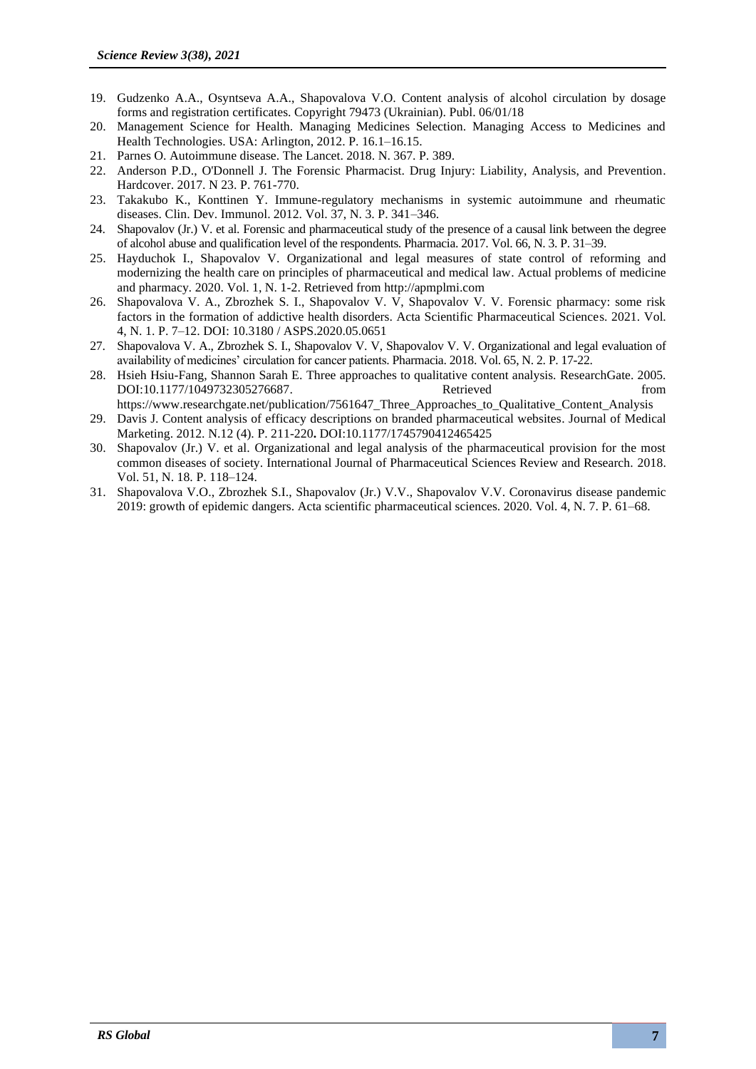19. Gudzenko A.A., Osyntseva A.A., Shapovalova V.O. Content analysis of alcohol circulation by dosage forms and registration certificates. Copyright 79473 (Ukrainian). Publ. 06/01/18
20. Management Science for Health. Managing Medicines Selection. Managing Access to Medicines and Health Technologies. USA: Arlington, 2012. P. 16.1–16.15.
21. Parnes O. Autoimmune disease. The Lancet. 2018. N. 367. P. 389.
22. Anderson P.D., O'Donnell J. The Forensic Pharmacist. Drug Injury: Liability, Analysis, and Prevention. Hardcover. 2017. N 23. P. 761-770.
23. Takakubo K., Konttinen Y. Immune-regulatory mechanisms in systemic autoimmune and rheumatic diseases. Clin. Dev. Immunol. 2012. Vol. 37, N. 3. P. 341–346.
24. Shapovalov (Jr.) V. et al. Forensic and pharmaceutical study of the presence of a causal link between the degree of alcohol abuse and qualification level of the respondents. Pharmacia. 2017. Vol. 66, N. 3. P. 31–39.
25. Hayduchok I., Shapovalov V. Organizational and legal measures of state control of reforming and modernizing the health care on principles of pharmaceutical and medical law. Actual problems of medicine and pharmacy. 2020. Vol. 1, N. 1-2. Retrieved from http://apmplmi.com
26. Shapovalova V. A., Zbrozhek S. I., Shapovalov V. V, Shapovalov V. V. Forensic pharmacy: some risk factors in the formation of addictive health disorders. Acta Scientific Pharmaceutical Sciences. 2021. Vol. 4, N. 1. P. 7–12. DOI: 10.3180 / ASPS.2020.05.0651
27. Shapovalova V. A., Zbrozhek S. I., Shapovalov V. V, Shapovalov V. V. Organizational and legal evaluation of availability of medicines' circulation for cancer patients. Pharmacia. 2018. Vol. 65, N. 2. P. 17-22.
28. Hsieh Hsiu-Fang, Shannon Sarah E. Three approaches to qualitative content analysis. ResearchGate. 2005. DOI:10.1177/1049732305276687. Retrieved from https://www.researchgate.net/publication/7561647_Three_Approaches_to_Qualitative_Content_Analysis
29. Davis J. Content analysis of efficacy descriptions on branded pharmaceutical websites. Journal of Medical Marketing. 2012. N.12 (4). P. 211-220. DOI:10.1177/1745790412465425
30. Shapovalov (Jr.) V. et al. Organizational and legal analysis of the pharmaceutical provision for the most common diseases of society. International Journal of Pharmaceutical Sciences Review and Research. 2018. Vol. 51, N. 18. P. 118–124.
31. Shapovalova V.O., Zbrozhek S.I., Shapovalov (Jr.) V.V., Shapovalov V.V. Coronavirus disease pandemic 2019: growth of epidemic dangers. Acta scientific pharmaceutical sciences. 2020. Vol. 4, N. 7. P. 61–68.